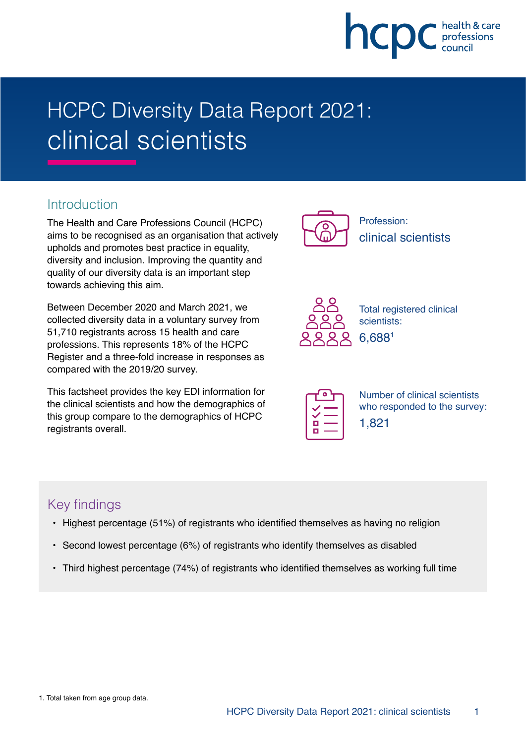hcpc health & care professions council

# HCPC Diversity Data Report 2021: clinical scientists

## Introduction

The Health and Care Professions Council (HCPC) aims to be recognised as an organisation that actively upholds and promotes best practice in equality, diversity and inclusion. Improving the quantity and quality of our diversity data is an important step towards achieving this aim.

Between December 2020 and March 2021, we collected diversity data in a voluntary survey from 51,710 registrants across 15 health and care professions. This represents 18% of the HCPC Register and a three-fold increase in responses as compared with the 2019/20 survey.

This factsheet provides the key EDI information for the clinical scientists and how the demographics of this group compare to the demographics of HCPC registrants overall.

Profession:
clinical scientists

Total registered clinical scientists:
6,688[1]

Number of clinical scientists who responded to the survey:
1,821

## Key findings

- Highest percentage (51%) of registrants who identified themselves as having no religion
- Second lowest percentage (6%) of registrants who identify themselves as disabled
- Third highest percentage (74%) of registrants who identified themselves as working full time

1. Total taken from age group data.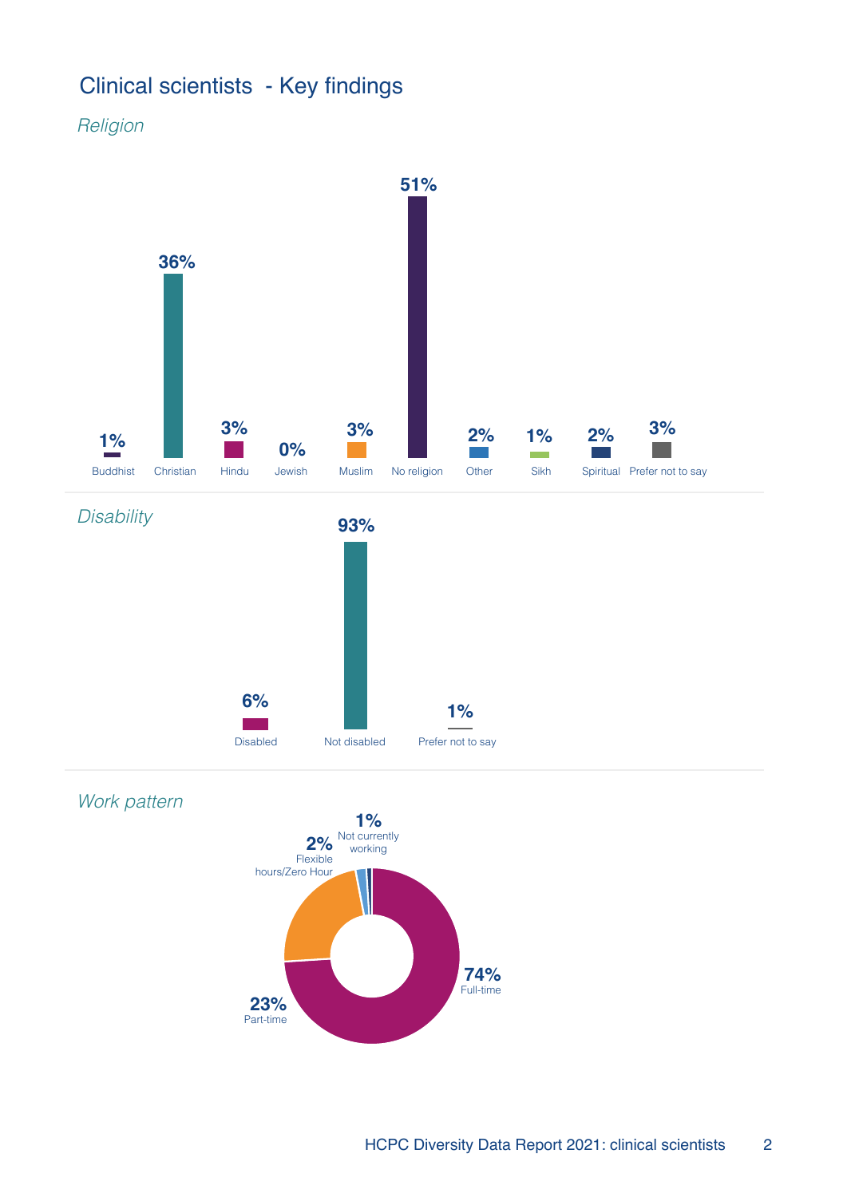# Clinical scientists - Key findings

*Religion*

| Buddhist | Christian | Hindu | Jewish | Muslim | No religion | Other | Sikh | Spiritual | Prefer not to say |
|---|---|---|---|---|---|---|---|---|---|
| 1% | 36% | 3% | 0% | 3% | 51% | 2% | 1% | 2% | 3% |

*Disability*

| Disabled | Not disabled | Prefer not to say |
|---|---|---|
| 6% | 93% | 1% |

*Work pattern*

| Full-time | Part-time | Flexible hours/Zero Hour | Not currently working |
|---|---|---|---|
| 74% | 23% | 2% | 1% |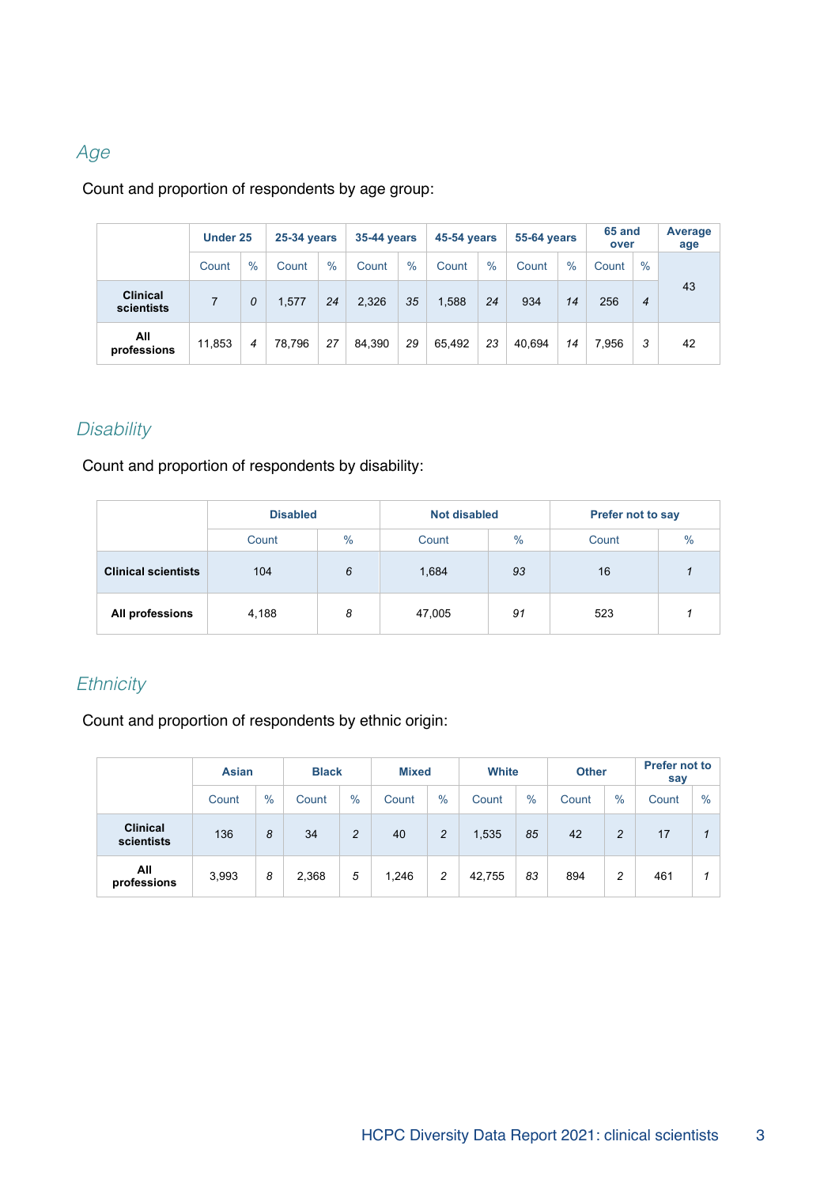## *Age*

Count and proportion of respondents by age group:

| | Under 25 | | 25-34 years | | 35-44 years | | 45-54 years | | 55-64 years | | 65 and over | | Average age |
|---|---|---|---|---|---|---|---|---|---|---|---|---|---|
| | Count | % | Count | % | Count | % | Count | % | Count | % | Count | % | |
| **Clinical scientists** | 7 | *0* | 1,577 | *24* | 2,326 | *35* | 1,588 | *24* | 934 | *14* | 256 | *4* | 43 |
| **All professions** | 11,853 | *4* | 78,796 | *27* | 84,390 | *29* | 65,492 | *23* | 40,694 | *14* | 7,956 | *3* | 42 |

## *Disability*

Count and proportion of respondents by disability:

| | Disabled | | Not disabled | | Prefer not to say | |
|---|---|---|---|---|---|---|
| | Count | % | Count | % | Count | % |
| **Clinical scientists** | 104 | *6* | 1,684 | *93* | 16 | *1* |
| **All professions** | 4,188 | *8* | 47,005 | *91* | 523 | *1* |

## *Ethnicity*

Count and proportion of respondents by ethnic origin:

| | Asian | | Black | | Mixed | | White | | Other | | Prefer not to say | |
|---|---|---|---|---|---|---|---|---|---|---|---|---|
| | Count | % | Count | % | Count | % | Count | % | Count | % | Count | % |
| **Clinical scientists** | 136 | *8* | 34 | *2* | 40 | *2* | 1,535 | *85* | 42 | *2* | 17 | *1* |
| **All professions** | 3,993 | *8* | 2,368 | *5* | 1,246 | *2* | 42,755 | *83* | 894 | *2* | 461 | *1* |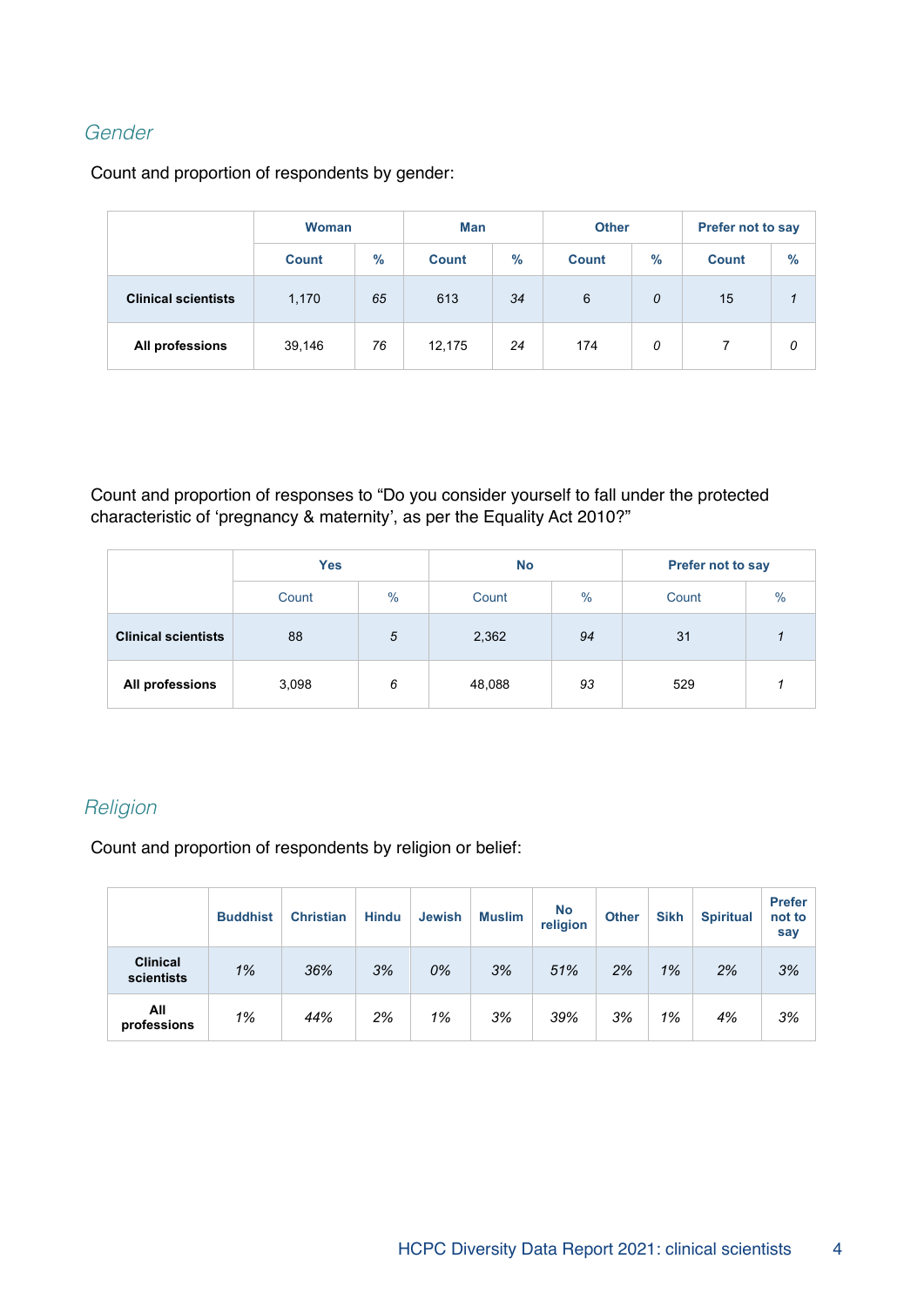## *Gender*

Count and proportion of respondents by gender:

| | Woman | | Man | | Other | | Prefer not to say | |
|---|---|---|---|---|---|---|---|---|
| | Count | % | Count | % | Count | % | Count | % |
| **Clinical scientists** | 1,170 | *65* | 613 | *34* | 6 | *0* | 15 | *1* |
| **All professions** | 39,146 | *76* | 12,175 | *24* | 174 | *0* | 7 | *0* |

Count and proportion of responses to “Do you consider yourself to fall under the protected characteristic of ‘pregnancy & maternity’, as per the Equality Act 2010?”

| | Yes | | No | | Prefer not to say | |
|---|---|---|---|---|---|---|
| | Count | % | Count | % | Count | % |
| **Clinical scientists** | 88 | *5* | 2,362 | *94* | 31 | *1* |
| **All professions** | 3,098 | *6* | 48,088 | *93* | 529 | *1* |

## *Religion*

Count and proportion of respondents by religion or belief:

| | Buddhist | Christian | Hindu | Jewish | Muslim | No religion | Other | Sikh | Spiritual | Prefer not to say |
|---|---|---|---|---|---|---|---|---|---|---|
| **Clinical scientists** | *1%* | *36%* | *3%* | *0%* | *3%* | *51%* | *2%* | *1%* | *2%* | *3%* |
| **All professions** | *1%* | *44%* | *2%* | *1%* | *3%* | *39%* | *3%* | *1%* | *4%* | *3%* |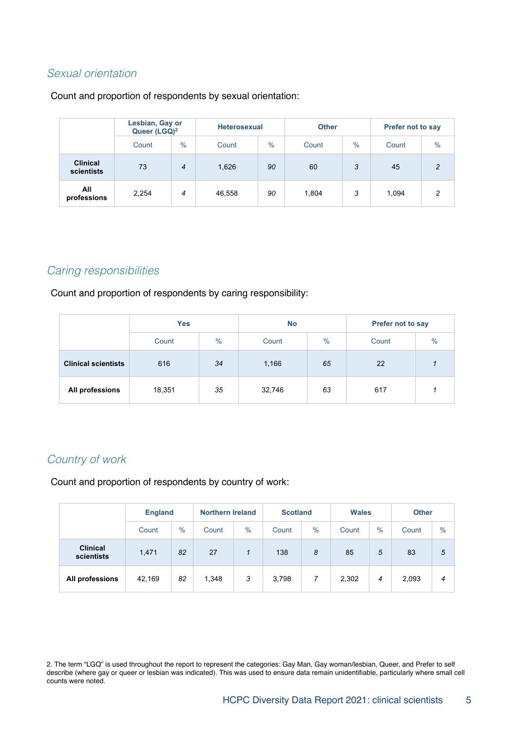### *Sexual orientation*

Count and proportion of respondents by sexual orientation:

| | Lesbian, Gay or Queer (LGQ)[2] | | Heterosexual | | Other | | Prefer not to say | |
|---|---|---|---|---|---|---|---|---|
| | Count | % | Count | % | Count | % | Count | % |
| **Clinical scientists** | 73 | *4* | 1,626 | *90* | 60 | *3* | 45 | *2* |
| **All professions** | 2,254 | *4* | 46,558 | *90* | 1,804 | *3* | 1,094 | *2* |

### *Caring responsibilities*

Count and proportion of respondents by caring responsibility:

| | Yes | | No | | Prefer not to say | |
|---|---|---|---|---|---|---|
| | Count | % | Count | % | Count | % |
| **Clinical scientists** | 616 | *34* | 1,166 | *65* | 22 | *1* |
| **All professions** | 18,351 | *35* | 32,746 | *63* | 617 | *1* |

### *Country of work*

Count and proportion of respondents by country of work:

| | England | | Northern Ireland | | Scotland | | Wales | | Other | |
|---|---|---|---|---|---|---|---|---|---|---|
| | Count | % | Count | % | Count | % | Count | % | Count | % |
| **Clinical scientists** | 1,471 | *82* | 27 | *1* | 138 | *8* | 85 | *5* | 83 | *5* |
| **All professions** | 42,169 | *82* | 1,348 | *3* | 3,798 | *7* | 2,302 | *4* | 2,093 | *4* |

2. The term "LGQ" is used throughout the report to represent the categories: Gay Man, Gay woman/lesbian, Queer, and Prefer to self describe (where gay or queer or lesbian was indicated). This was used to ensure data remain unidentifiable, particularly where small cell counts were noted.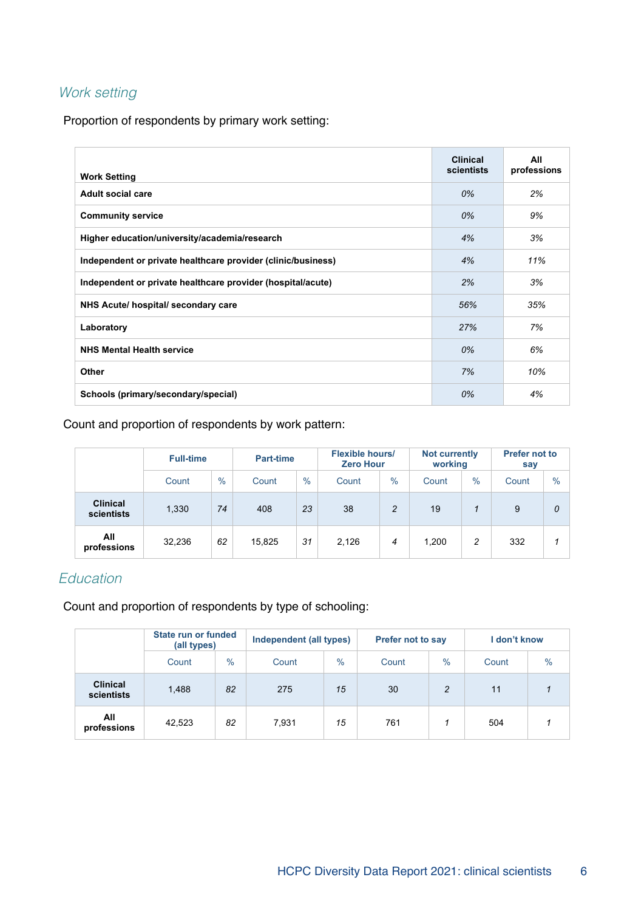## *Work setting*

Proportion of respondents by primary work setting:

| Work Setting | Clinical scientists | All professions |
|---|---|---|
| Adult social care | *0%* | *2%* |
| Community service | *0%* | *9%* |
| Higher education/university/academia/research | *4%* | *3%* |
| Independent or private healthcare provider (clinic/business) | *4%* | *11%* |
| Independent or private healthcare provider (hospital/acute) | *2%* | *3%* |
| NHS Acute/ hospital/ secondary care | *56%* | *35%* |
| Laboratory | *27%* | *7%* |
| NHS Mental Health service | *0%* | *6%* |
| Other | *7%* | *10%* |
| Schools (primary/secondary/special) | *0%* | *4%* |

Count and proportion of respondents by work pattern:

| | Full-time | | Part-time | | Flexible hours/ Zero Hour | | Not currently working | | Prefer not to say | |
|---|---|---|---|---|---|---|---|---|---|---|
| | Count | % | Count | % | Count | % | Count | % | Count | % |
| **Clinical scientists** | 1,330 | *74* | 408 | *23* | 38 | *2* | 19 | *1* | 9 | *0* |
| **All professions** | 32,236 | *62* | 15,825 | *31* | 2,126 | *4* | 1,200 | *2* | 332 | *1* |

## *Education*

Count and proportion of respondents by type of schooling:

| | State run or funded (all types) | | Independent (all types) | | Prefer not to say | | I don't know | |
|---|---|---|---|---|---|---|---|---|
| | Count | % | Count | % | Count | % | Count | % |
| **Clinical scientists** | 1,488 | *82* | 275 | *15* | 30 | *2* | 11 | *1* |
| **All professions** | 42,523 | *82* | 7,931 | *15* | 761 | *1* | 504 | *1* |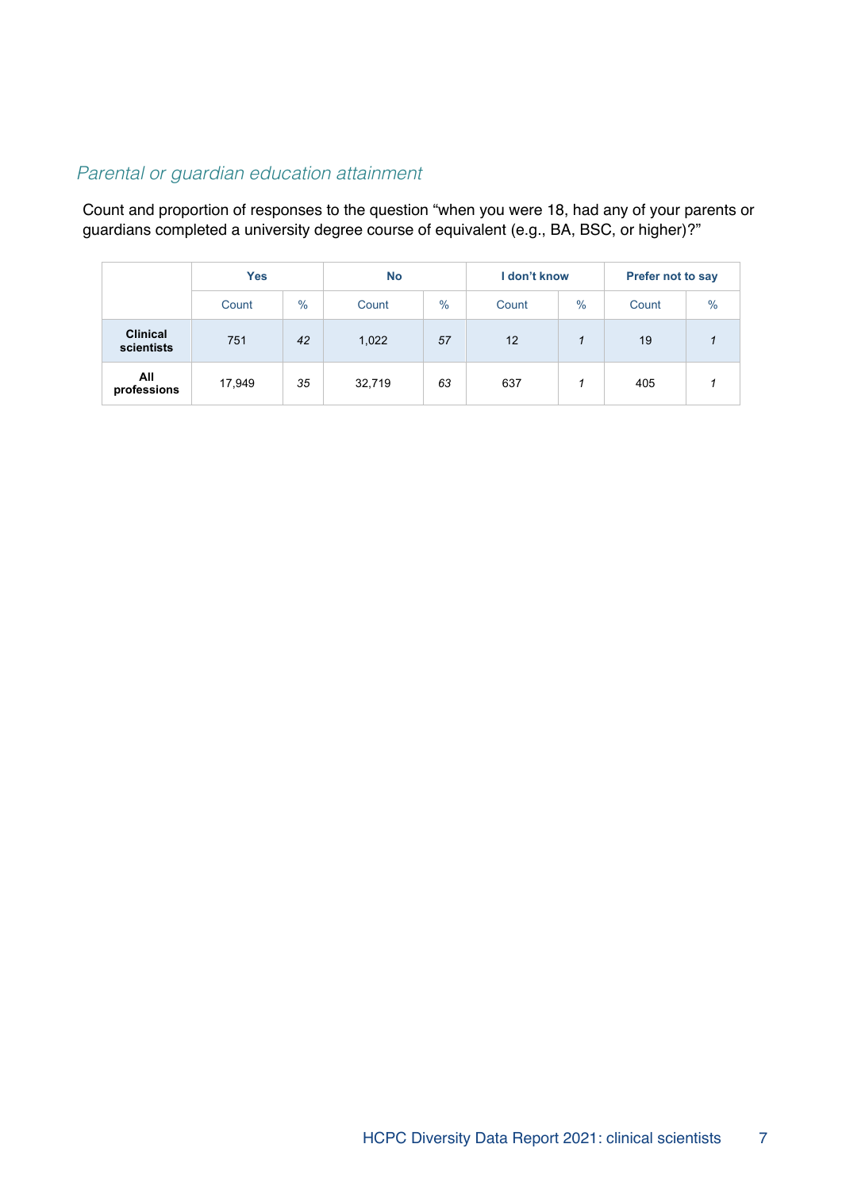*Parental or guardian education attainment*

Count and proportion of responses to the question "when you were 18, had any of your parents or guardians completed a university degree course of equivalent (e.g., BA, BSC, or higher)?"

| | Yes | | No | | I don't know | | Prefer not to say | |
|---|---|---|---|---|---|---|---|---|
| | Count | % | Count | % | Count | % | Count | % |
| **Clinical scientists** | 751 | *42* | 1,022 | *57* | 12 | *1* | 19 | *1* |
| **All professions** | 17,949 | *35* | 32,719 | *63* | 637 | *1* | 405 | *1* |